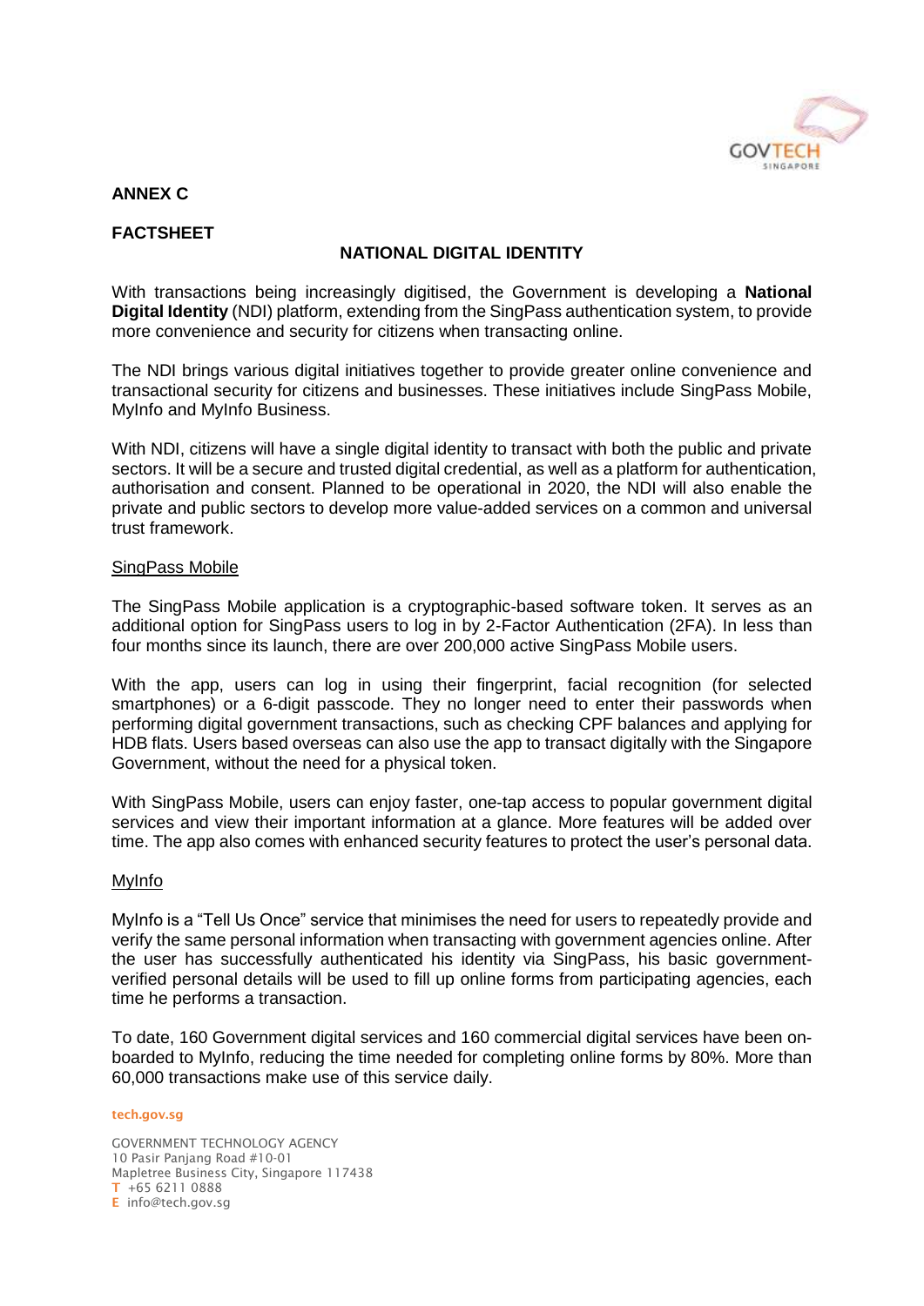**ANNEX C**

**FACTSHEET**

## NATIONAL DIGITAL IDENTITY

With transactions being increasingly digitised, the Government is developing a **National Digital Identity** (NDI) platform, extending from the SingPass authentication system, to provide more convenience and security for citizens when transacting online.

The NDI brings various digital initiatives together to provide greater online convenience and transactional security for citizens and businesses. These initiatives include SingPass Mobile, MyInfo and MyInfo Business.

With NDI, citizens will have a single digital identity to transact with both the public and private sectors. It will be a secure and trusted digital credential, as well as a platform for authentication, authorisation and consent. Planned to be operational in 2020, the NDI will also enable the private and public sectors to develop more value-added services on a common and universal trust framework.

### SingPass Mobile

The SingPass Mobile application is a cryptographic-based software token. It serves as an additional option for SingPass users to log in by 2-Factor Authentication (2FA). In less than four months since its launch, there are over 200,000 active SingPass Mobile users.

With the app, users can log in using their fingerprint, facial recognition (for selected smartphones) or a 6-digit passcode. They no longer need to enter their passwords when performing digital government transactions, such as checking CPF balances and applying for HDB flats. Users based overseas can also use the app to transact digitally with the Singapore Government, without the need for a physical token.

With SingPass Mobile, users can enjoy faster, one-tap access to popular government digital services and view their important information at a glance. More features will be added over time. The app also comes with enhanced security features to protect the user's personal data.

### MyInfo

MyInfo is a "Tell Us Once" service that minimises the need for users to repeatedly provide and verify the same personal information when transacting with government agencies online. After the user has successfully authenticated his identity via SingPass, his basic government-verified personal details will be used to fill up online forms from participating agencies, each time he performs a transaction.

To date, 160 Government digital services and 160 commercial digital services have been on-boarded to MyInfo, reducing the time needed for completing online forms by 80%. More than 60,000 transactions make use of this service daily.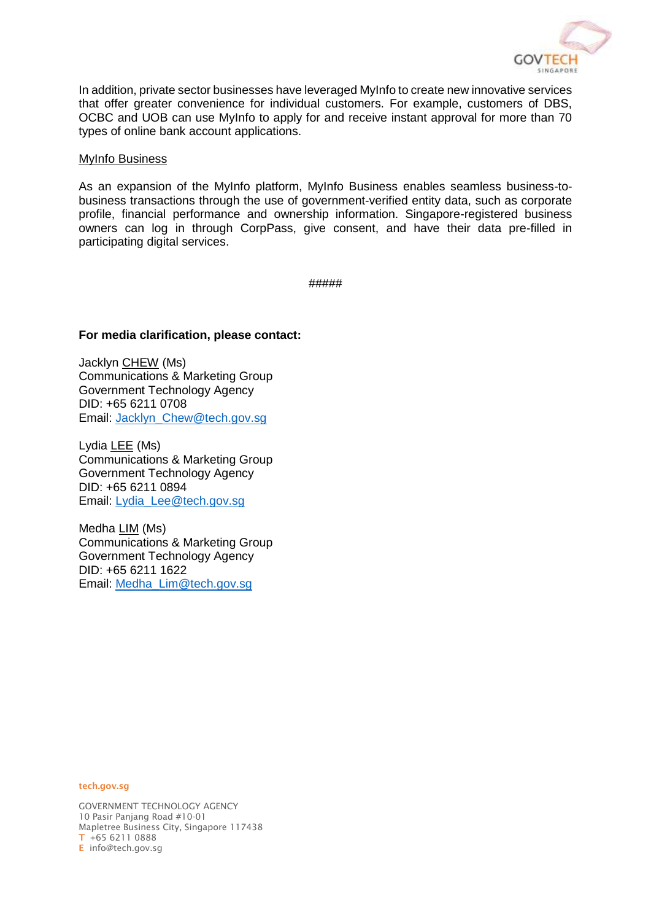In addition, private sector businesses have leveraged MyInfo to create new innovative services that offer greater convenience for individual customers. For example, customers of DBS, OCBC and UOB can use MyInfo to apply for and receive instant approval for more than 70 types of online bank account applications.

MyInfo Business

As an expansion of the MyInfo platform, MyInfo Business enables seamless business-to-business transactions through the use of government-verified entity data, such as corporate profile, financial performance and ownership information. Singapore-registered business owners can log in through CorpPass, give consent, and have their data pre-filled in participating digital services.

#####

**For media clarification, please contact:**

Jacklyn CHEW (Ms)
Communications & Marketing Group
Government Technology Agency
DID: +65 6211 0708
Email: Jacklyn_Chew@tech.gov.sg

Lydia LEE (Ms)
Communications & Marketing Group
Government Technology Agency
DID: +65 6211 0894
Email: Lydia_Lee@tech.gov.sg

Medha LIM (Ms)
Communications & Marketing Group
Government Technology Agency
DID: +65 6211 1622
Email: Medha_Lim@tech.gov.sg